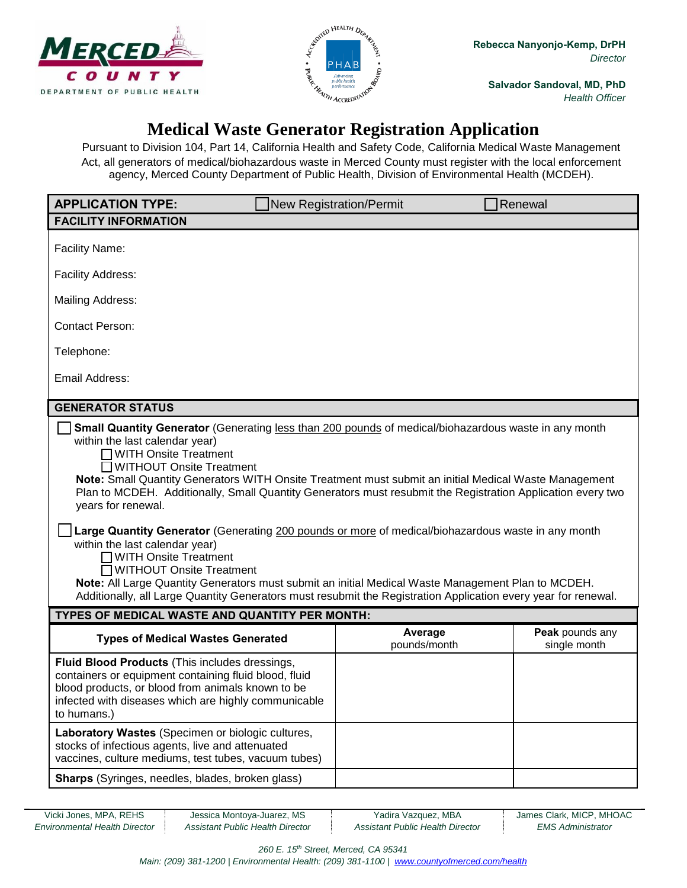Rebecca Nanyonjo-Kemp, DrPH
*Director*

Salvador Sandoval, MD, PhD
*Health Officer*

# Medical Waste Generator Registration Application

Pursuant to Division 104, Part 14, California Health and Safety Code, California Medical Waste Management Act, all generators of medical/biohazardous waste in Merced County must register with the local enforcement agency, Merced County Department of Public Health, Division of Environmental Health (MCDEH).

**APPLICATION TYPE:** ☐ New Registration/Permit ☐ Renewal

## FACILITY INFORMATION

Facility Name:

Facility Address:

Mailing Address:

Contact Person:

Telephone:

Email Address:

## GENERATOR STATUS

☐ **Small Quantity Generator** (Generating less than 200 pounds of medical/biohazardous waste in any month within the last calendar year)

- ☐ WITH Onsite Treatment
- ☐ WITHOUT Onsite Treatment

**Note:** Small Quantity Generators WITH Onsite Treatment must submit an initial Medical Waste Management Plan to MCDEH. Additionally, Small Quantity Generators must resubmit the Registration Application every two years for renewal.

☐ **Large Quantity Generator** (Generating 200 pounds or more of medical/biohazardous waste in any month within the last calendar year)

- ☐ WITH Onsite Treatment
- ☐ WITHOUT Onsite Treatment

**Note:** All Large Quantity Generators must submit an initial Medical Waste Management Plan to MCDEH. Additionally, all Large Quantity Generators must resubmit the Registration Application every year for renewal.

## TYPES OF MEDICAL WASTE AND QUANTITY PER MONTH:

| Types of Medical Wastes Generated | **Average** pounds/month | **Peak** pounds any single month |
|---|---|---|
| **Fluid Blood Products** (This includes dressings, containers or equipment containing fluid blood, fluid blood products, or blood from animals known to be infected with diseases which are highly communicable to humans.) | | |
| **Laboratory Wastes** (Specimen or biologic cultures, stocks of infectious agents, live and attenuated vaccines, culture mediums, test tubes, vacuum tubes) | | |
| **Sharps** (Syringes, needles, blades, broken glass) | | |

Vicki Jones, MPA, REHS — *Environmental Health Director* | Jessica Montoya-Juarez, MS — *Assistant Public Health Director* | Yadira Vazquez, MBA — *Assistant Public Health Director* | James Clark, MICP, MHOAC — *EMS Administrator*

*260 E. 15th Street, Merced, CA 95341*
*Main: (209) 381-1200 | Environmental Health: (209) 381-1100 | www.countyofmerced.com/health*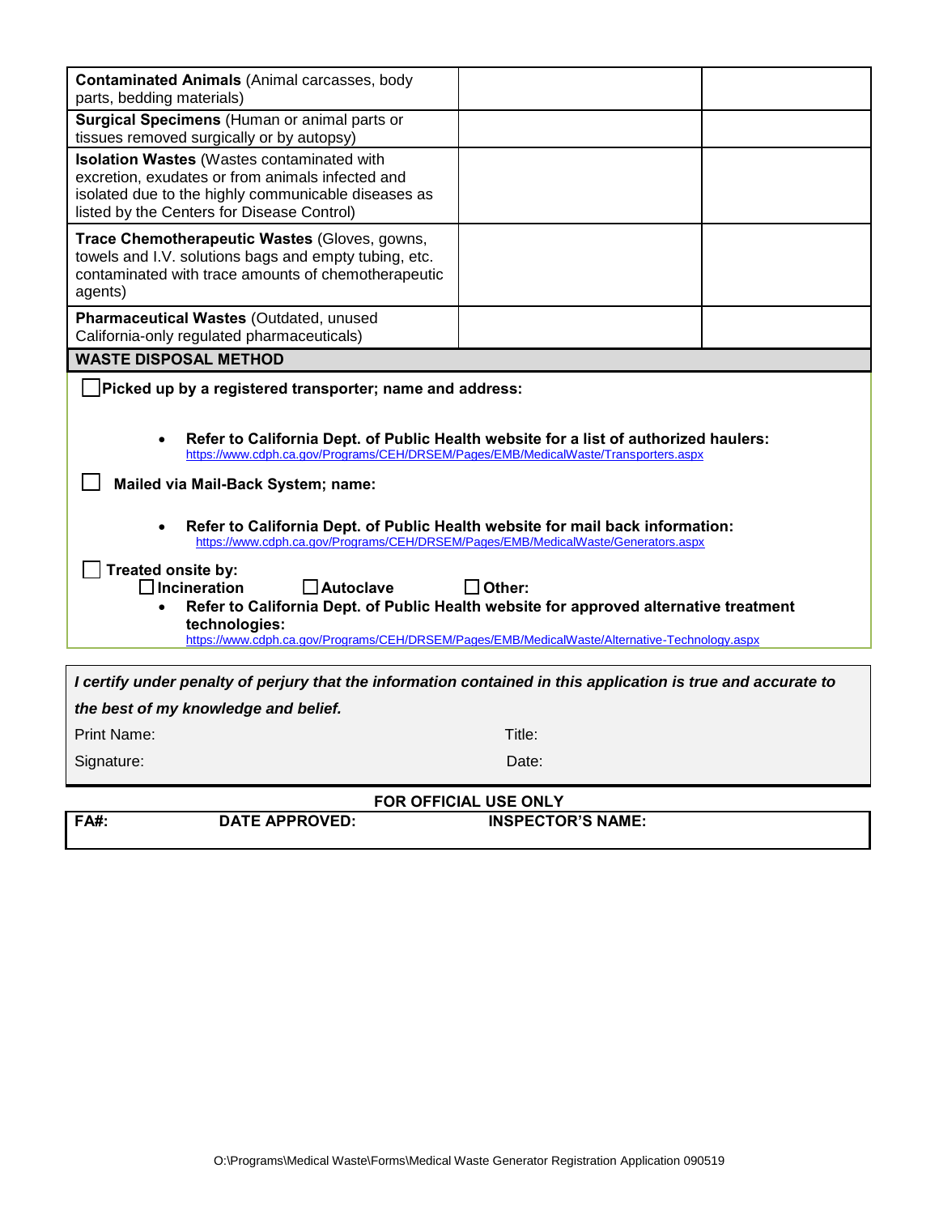| | | |
|---|---|---|
| **Contaminated Animals** (Animal carcasses, body parts, bedding materials) | | |
| **Surgical Specimens** (Human or animal parts or tissues removed surgically or by autopsy) | | |
| **Isolation Wastes** (Wastes contaminated with excretion, exudates or from animals infected and isolated due to the highly communicable diseases as listed by the Centers for Disease Control) | | |
| **Trace Chemotherapeutic Wastes** (Gloves, gowns, towels and I.V. solutions bags and empty tubing, etc. contaminated with trace amounts of chemotherapeutic agents) | | |
| **Pharmaceutical Wastes** (Outdated, unused California-only regulated pharmaceuticals) | | |

**WASTE DISPOSAL METHOD**

☐ **Picked up by a registered transporter; name and address:**

- **Refer to California Dept. of Public Health website for a list of authorized haulers:** https://www.cdph.ca.gov/Programs/CEH/DRSEM/Pages/EMB/MedicalWaste/Transporters.aspx

☐ **Mailed via Mail-Back System; name:**

- **Refer to California Dept. of Public Health website for mail back information:** https://www.cdph.ca.gov/Programs/CEH/DRSEM/Pages/EMB/MedicalWaste/Generators.aspx

☐ **Treated onsite by:**

☐ **Incineration** ☐ **Autoclave** ☐ **Other:**

- **Refer to California Dept. of Public Health website for approved alternative treatment technologies:** https://www.cdph.ca.gov/Programs/CEH/DRSEM/Pages/EMB/MedicalWaste/Alternative-Technology.aspx

***I certify under penalty of perjury that the information contained in this application is true and accurate to the best of my knowledge and belief.***

Print Name: Title:

Signature: Date:

**FOR OFFICIAL USE ONLY**

**FA#:** **DATE APPROVED:** **INSPECTOR'S NAME:**

O:\Programs\Medical Waste\Forms\Medical Waste Generator Registration Application 090519